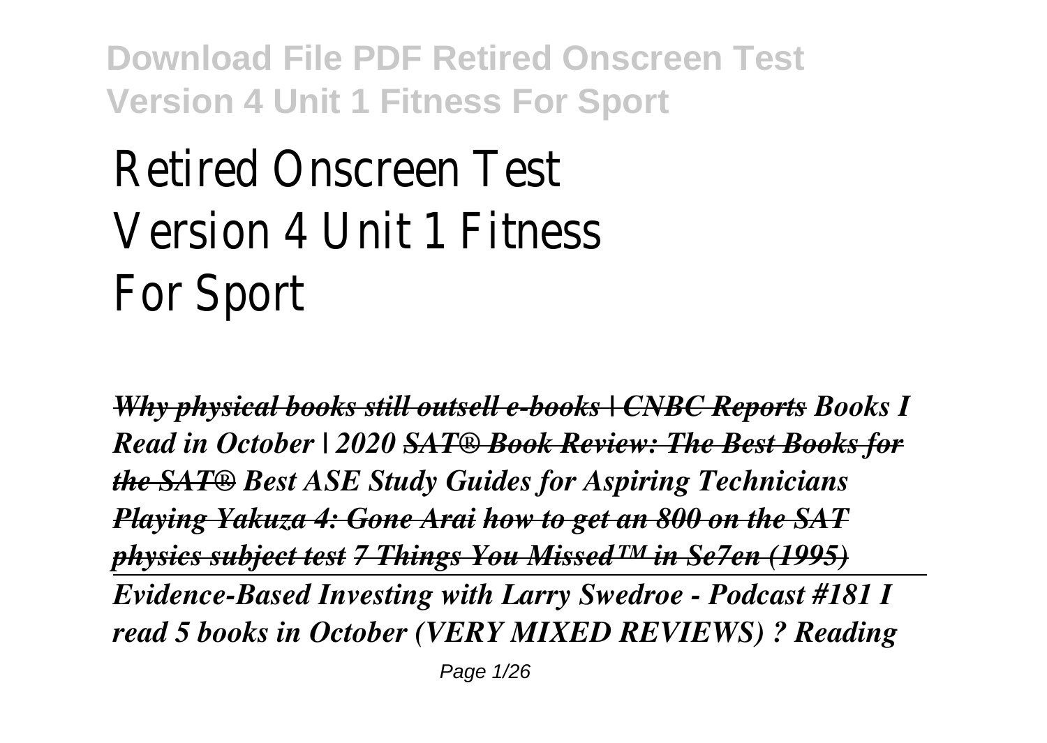# Retired Onscreen Test Version 4 Unit 1 Fitness For Sport

***Why physical books still outsell e-books | CNBC Reports*** ***Books I Read in October | 2020*** ***SAT® Book Review: The Best Books for the SAT®*** ***Best ASE Study Guides for Aspiring Technicians*** ***Playing Yakuza 4: Gone Arai*** ***how to get an 800 on the SAT physics subject test*** ***7 Things You Missed™ in Se7en (1995)***

***Evidence-Based Investing with Larry Swedroe - Podcast #181*** ***I read 5 books in October (VERY MIXED REVIEWS) ? Reading***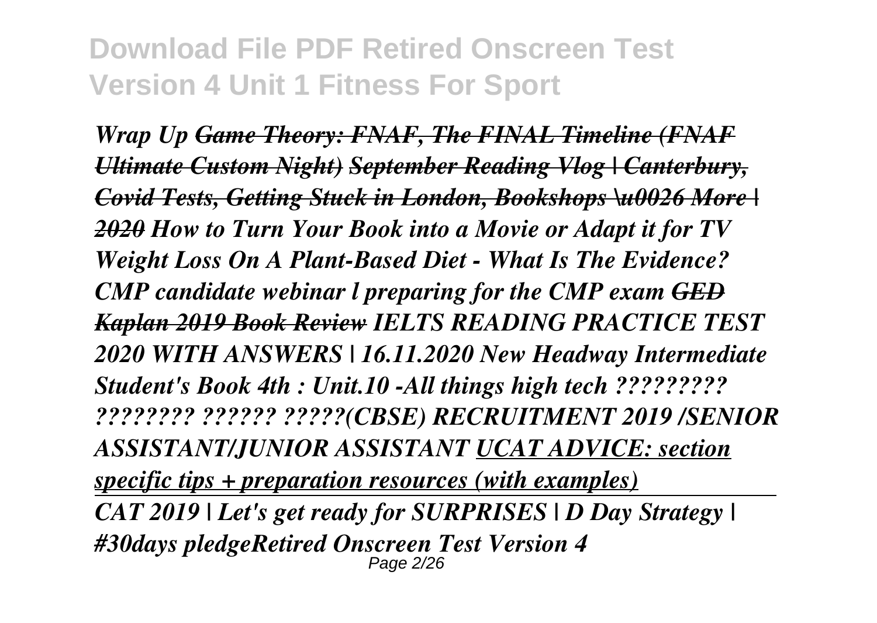*Wrap Up ~~Game Theory: FNAF, The FINAL Timeline (FNAF Ultimate Custom Night)~~ ~~September Reading Vlog | Canterbury, Covid Tests, Getting Stuck in London, Bookshops \u0026 More | 2020~~ How to Turn Your Book into a Movie or Adapt it for TV Weight Loss On A Plant-Based Diet - What Is The Evidence? CMP candidate webinar l preparing for the CMP exam ~~GED Kaplan 2019 Book Review~~ IELTS READING PRACTICE TEST 2020 WITH ANSWERS | 16.11.2020 New Headway Intermediate Student's Book 4th : Unit.10 -All things high tech ????????? ???????? ?????? ?????(CBSE) RECRUITMENT 2019 /SENIOR ASSISTANT/JUNIOR ASSISTANT UCAT ADVICE: section specific tips + preparation resources (with examples)*

*CAT 2019 | Let's get ready for SURPRISES | D Day Strategy | #30days pledgeRetired Onscreen Test Version 4*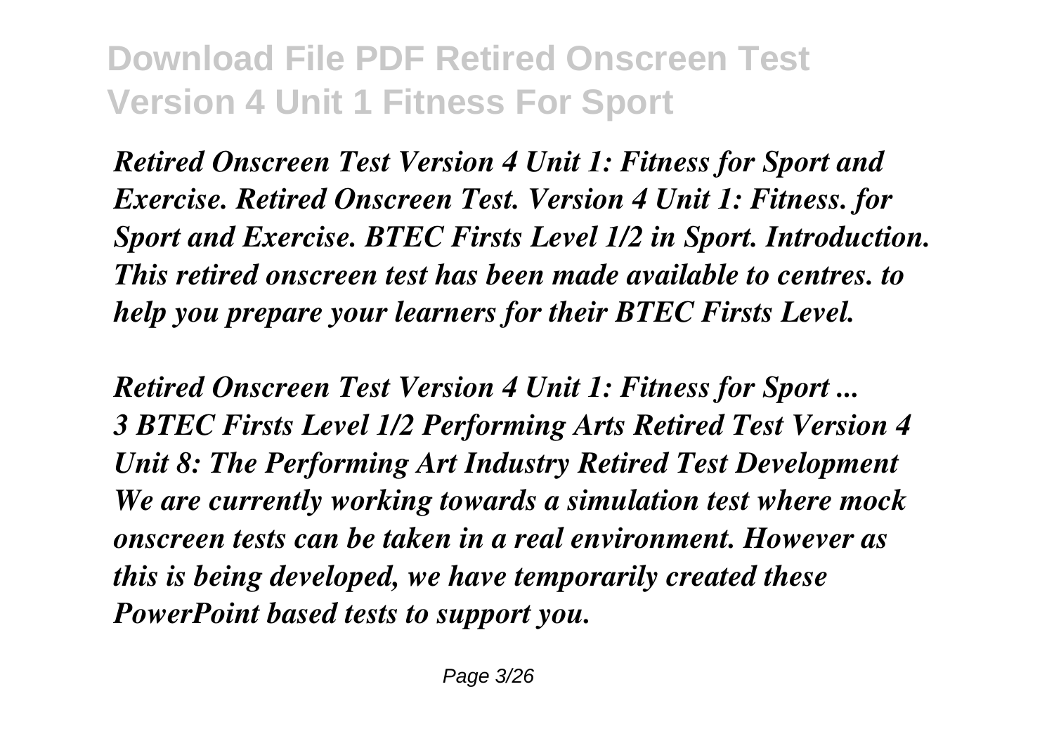*Retired Onscreen Test Version 4 Unit 1: Fitness for Sport and Exercise. Retired Onscreen Test. Version 4 Unit 1: Fitness. for Sport and Exercise. BTEC Firsts Level 1/2 in Sport. Introduction. This retired onscreen test has been made available to centres. to help you prepare your learners for their BTEC Firsts Level.*

*Retired Onscreen Test Version 4 Unit 1: Fitness for Sport ...*
*3 BTEC Firsts Level 1/2 Performing Arts Retired Test Version 4 Unit 8: The Performing Art Industry Retired Test Development We are currently working towards a simulation test where mock onscreen tests can be taken in a real environment. However as this is being developed, we have temporarily created these PowerPoint based tests to support you.*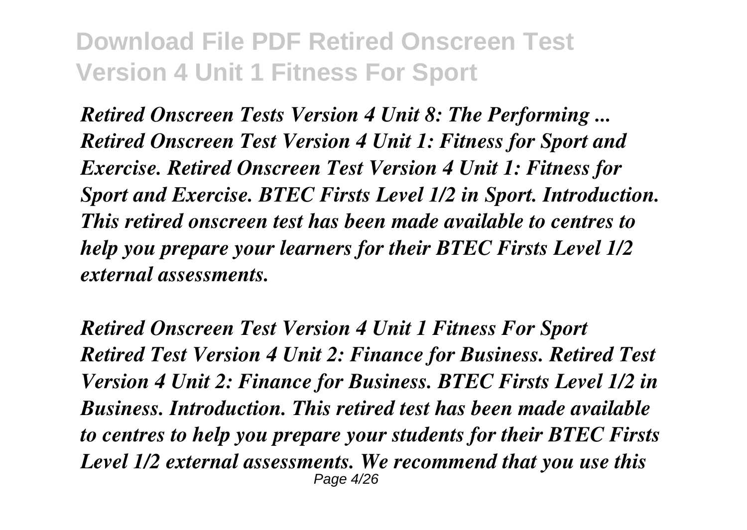***Retired Onscreen Tests Version 4 Unit 8: The Performing ...***
***Retired Onscreen Test Version 4 Unit 1: Fitness for Sport and Exercise. Retired Onscreen Test Version 4 Unit 1: Fitness for Sport and Exercise. BTEC Firsts Level 1/2 in Sport. Introduction. This retired onscreen test has been made available to centres to help you prepare your learners for their BTEC Firsts Level 1/2 external assessments.***

***Retired Onscreen Test Version 4 Unit 1 Fitness For Sport***
***Retired Test Version 4 Unit 2: Finance for Business. Retired Test Version 4 Unit 2: Finance for Business. BTEC Firsts Level 1/2 in Business. Introduction. This retired test has been made available to centres to help you prepare your students for their BTEC Firsts Level 1/2 external assessments. We recommend that you use this***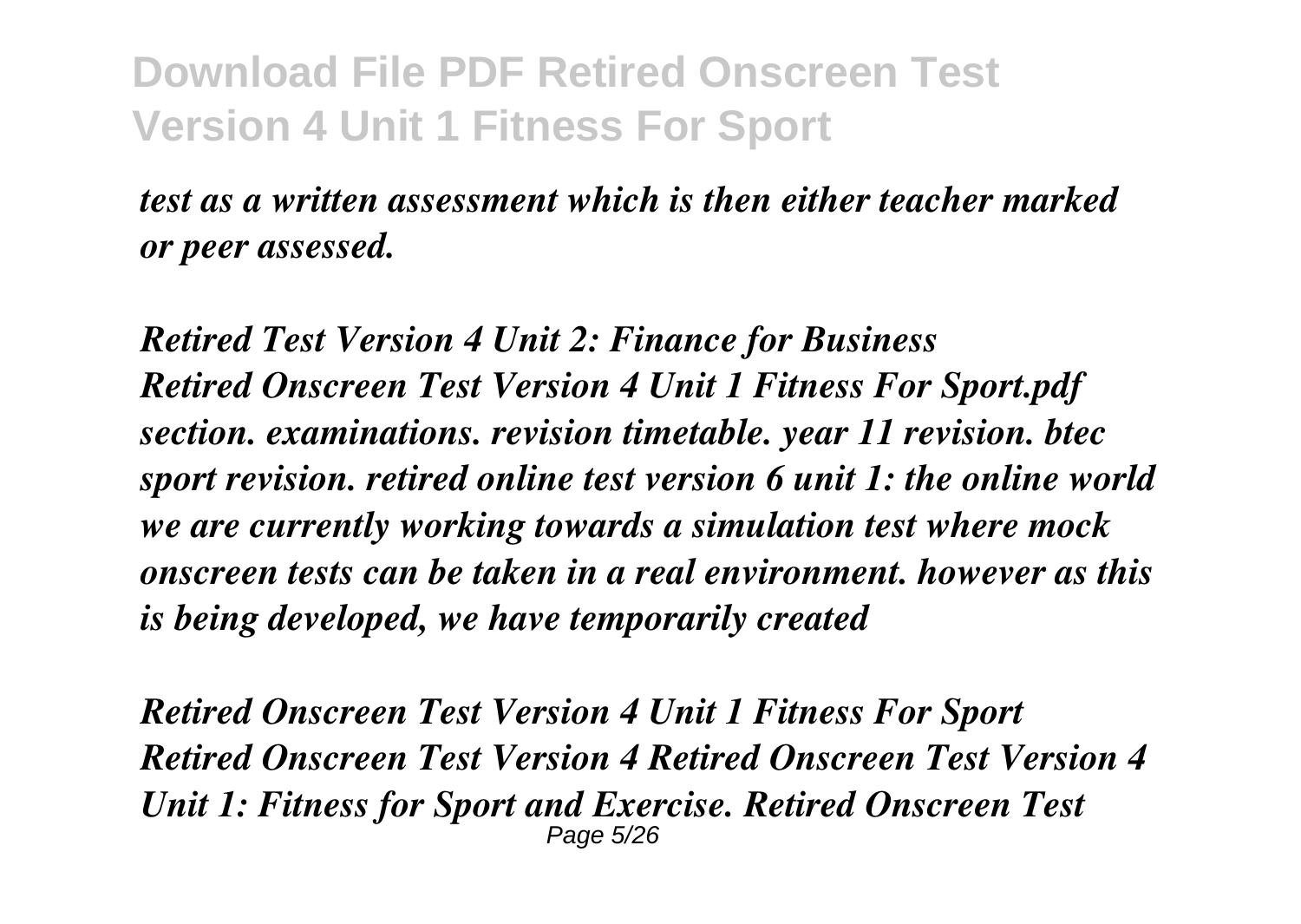*test as a written assessment which is then either teacher marked or peer assessed.*

***Retired Test Version 4 Unit 2: Finance for Business***
***Retired Onscreen Test Version 4 Unit 1 Fitness For Sport.pdf section. examinations. revision timetable. year 11 revision. btec sport revision. retired online test version 6 unit 1: the online world we are currently working towards a simulation test where mock onscreen tests can be taken in a real environment. however as this is being developed, we have temporarily created***

***Retired Onscreen Test Version 4 Unit 1 Fitness For Sport***
***Retired Onscreen Test Version 4 Retired Onscreen Test Version 4 Unit 1: Fitness for Sport and Exercise. Retired Onscreen Test***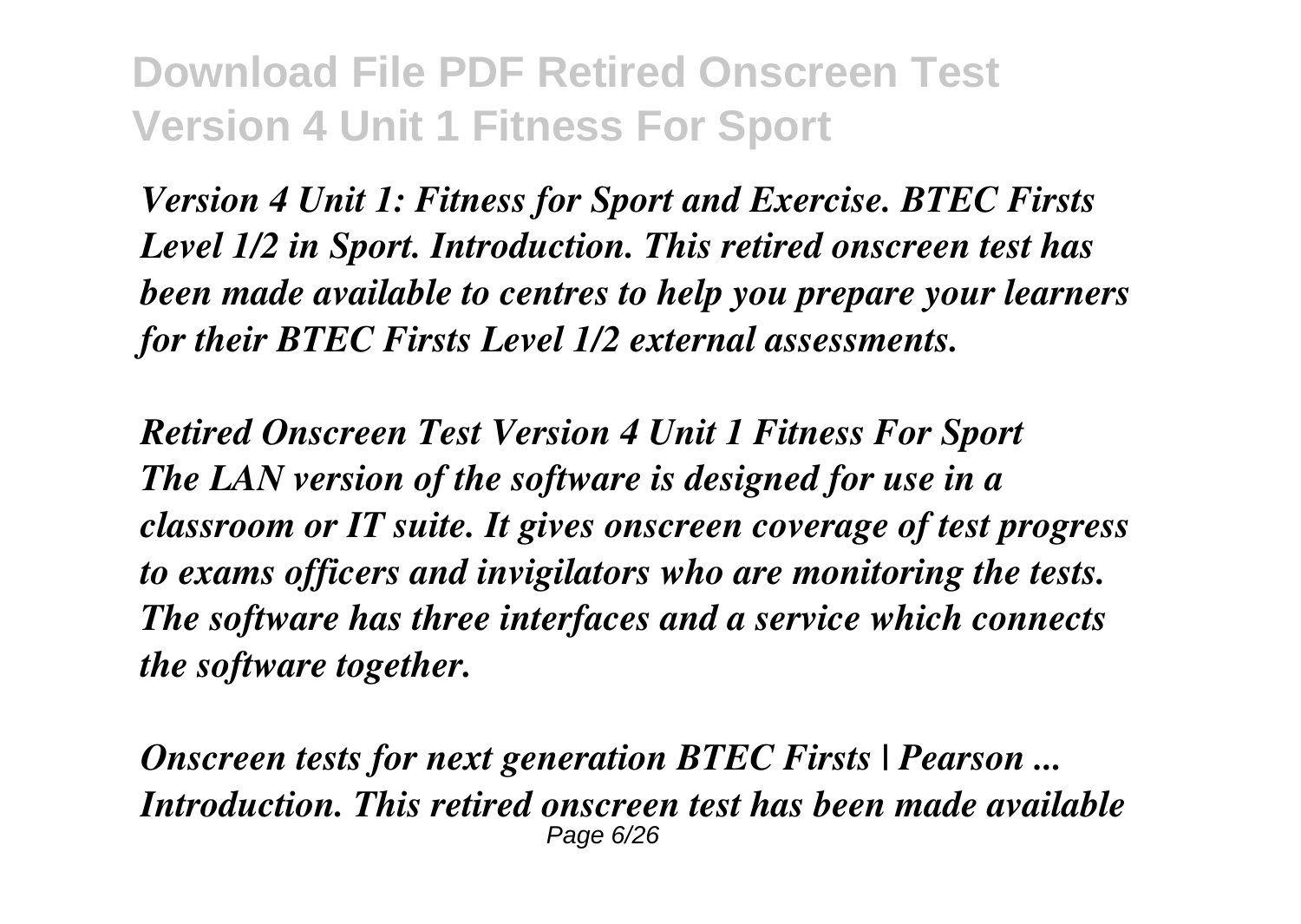*Version 4 Unit 1: Fitness for Sport and Exercise. BTEC Firsts Level 1/2 in Sport. Introduction. This retired onscreen test has been made available to centres to help you prepare your learners for their BTEC Firsts Level 1/2 external assessments.*

***Retired Onscreen Test Version 4 Unit 1 Fitness For Sport***

***The LAN version of the software is designed for use in a classroom or IT suite. It gives onscreen coverage of test progress to exams officers and invigilators who are monitoring the tests. The software has three interfaces and a service which connects the software together.***

***Onscreen tests for next generation BTEC Firsts | Pearson ...***

***Introduction. This retired onscreen test has been made available***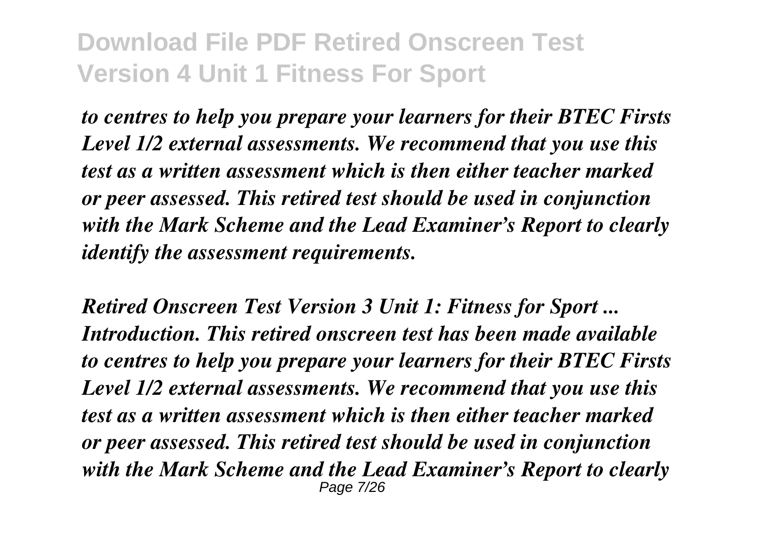*to centres to help you prepare your learners for their BTEC Firsts Level 1/2 external assessments. We recommend that you use this test as a written assessment which is then either teacher marked or peer assessed. This retired test should be used in conjunction with the Mark Scheme and the Lead Examiner's Report to clearly identify the assessment requirements.*

*Retired Onscreen Test Version 3 Unit 1: Fitness for Sport ...*
*Introduction. This retired onscreen test has been made available to centres to help you prepare your learners for their BTEC Firsts Level 1/2 external assessments. We recommend that you use this test as a written assessment which is then either teacher marked or peer assessed. This retired test should be used in conjunction with the Mark Scheme and the Lead Examiner's Report to clearly*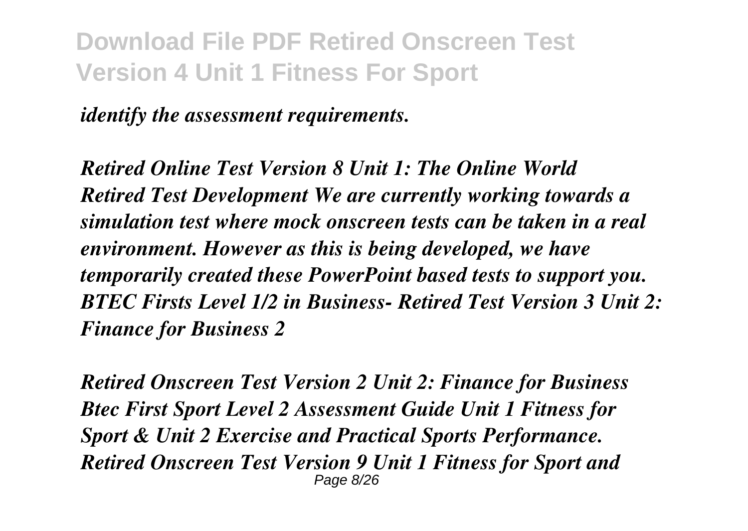*identify the assessment requirements.*

***Retired Online Test Version 8 Unit 1: The Online World Retired Test Development We are currently working towards a simulation test where mock onscreen tests can be taken in a real environment. However as this is being developed, we have temporarily created these PowerPoint based tests to support you. BTEC Firsts Level 1/2 in Business- Retired Test Version 3 Unit 2: Finance for Business 2***

***Retired Onscreen Test Version 2 Unit 2: Finance for Business Btec First Sport Level 2 Assessment Guide Unit 1 Fitness for Sport & Unit 2 Exercise and Practical Sports Performance. Retired Onscreen Test Version 9 Unit 1 Fitness for Sport and***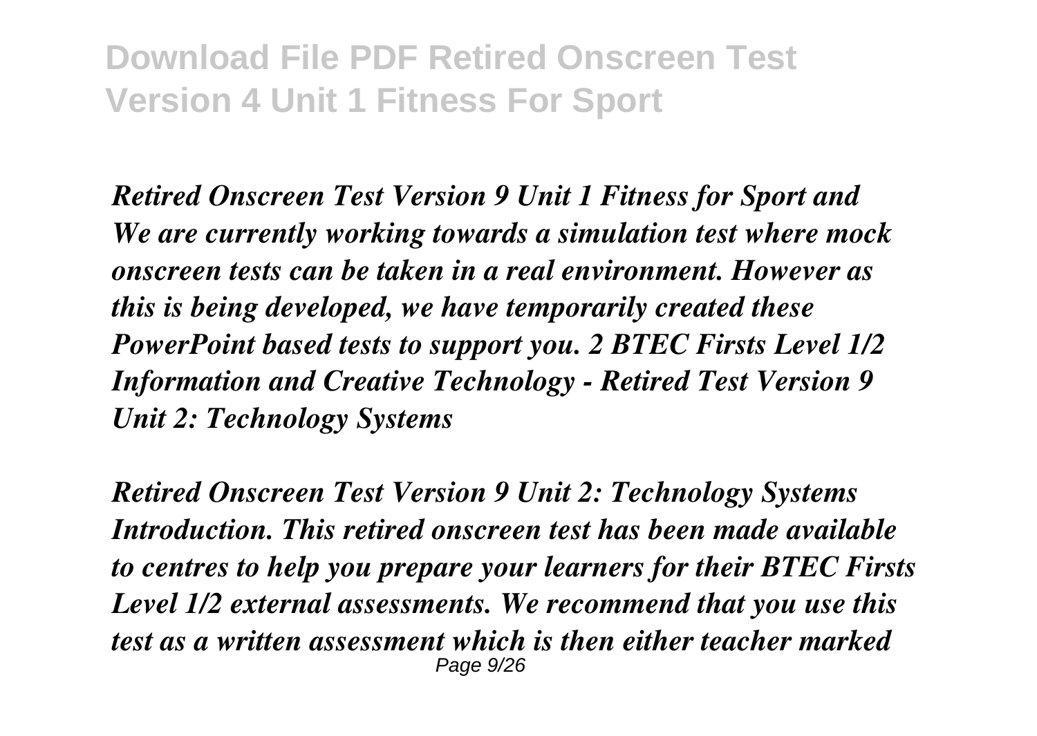***Retired Onscreen Test Version 9 Unit 1 Fitness for Sport and***
***We are currently working towards a simulation test where mock onscreen tests can be taken in a real environment. However as this is being developed, we have temporarily created these PowerPoint based tests to support you. 2 BTEC Firsts Level 1/2 Information and Creative Technology - Retired Test Version 9 Unit 2: Technology Systems***

***Retired Onscreen Test Version 9 Unit 2: Technology Systems***
***Introduction. This retired onscreen test has been made available to centres to help you prepare your learners for their BTEC Firsts Level 1/2 external assessments. We recommend that you use this test as a written assessment which is then either teacher marked***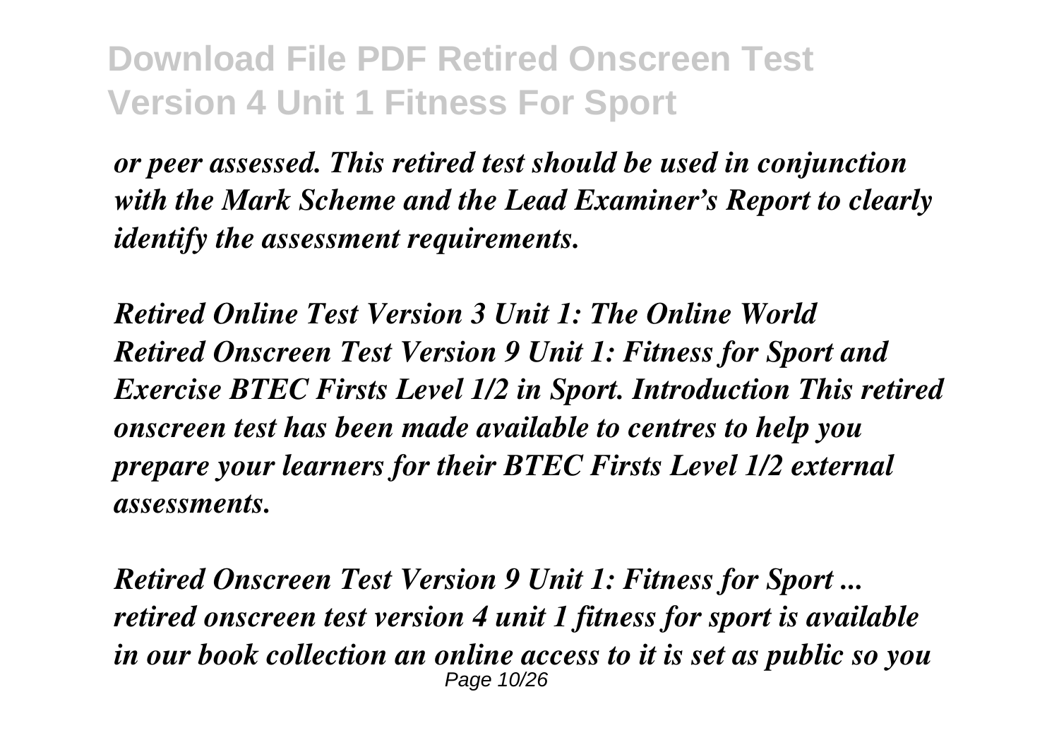*or peer assessed. This retired test should be used in conjunction with the Mark Scheme and the Lead Examiner's Report to clearly identify the assessment requirements.*

***Retired Online Test Version 3 Unit 1: The Online World***
***Retired Onscreen Test Version 9 Unit 1: Fitness for Sport and Exercise BTEC Firsts Level 1/2 in Sport. Introduction This retired onscreen test has been made available to centres to help you prepare your learners for their BTEC Firsts Level 1/2 external assessments.***

***Retired Onscreen Test Version 9 Unit 1: Fitness for Sport ...***
***retired onscreen test version 4 unit 1 fitness for sport is available in our book collection an online access to it is set as public so you***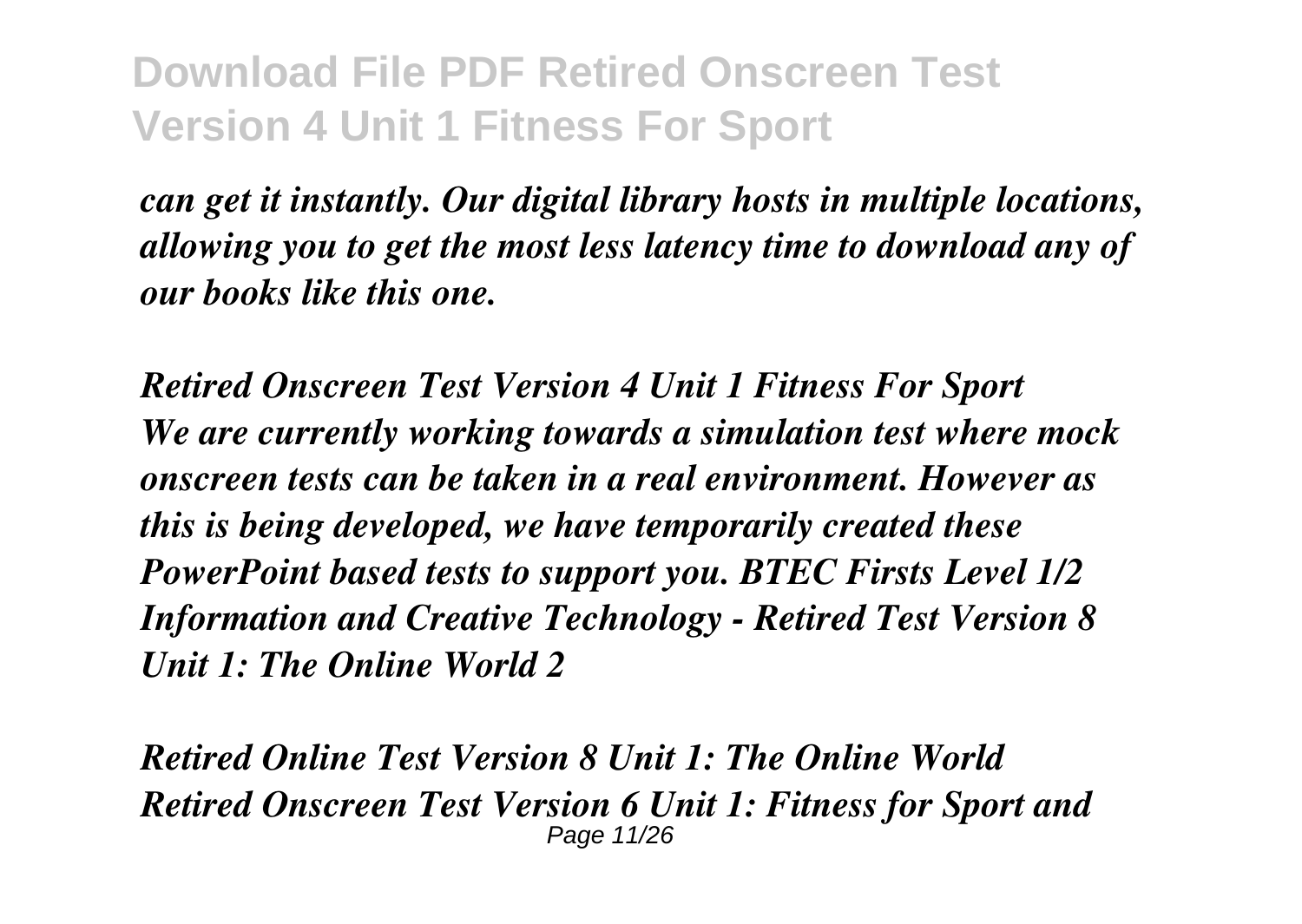*can get it instantly. Our digital library hosts in multiple locations, allowing you to get the most less latency time to download any of our books like this one.*

***Retired Onscreen Test Version 4 Unit 1 Fitness For Sport***

*We are currently working towards a simulation test where mock onscreen tests can be taken in a real environment. However as this is being developed, we have temporarily created these PowerPoint based tests to support you. BTEC Firsts Level 1/2 Information and Creative Technology - Retired Test Version 8 Unit 1: The Online World 2*

***Retired Online Test Version 8 Unit 1: The Online World***

*Retired Onscreen Test Version 6 Unit 1: Fitness for Sport and*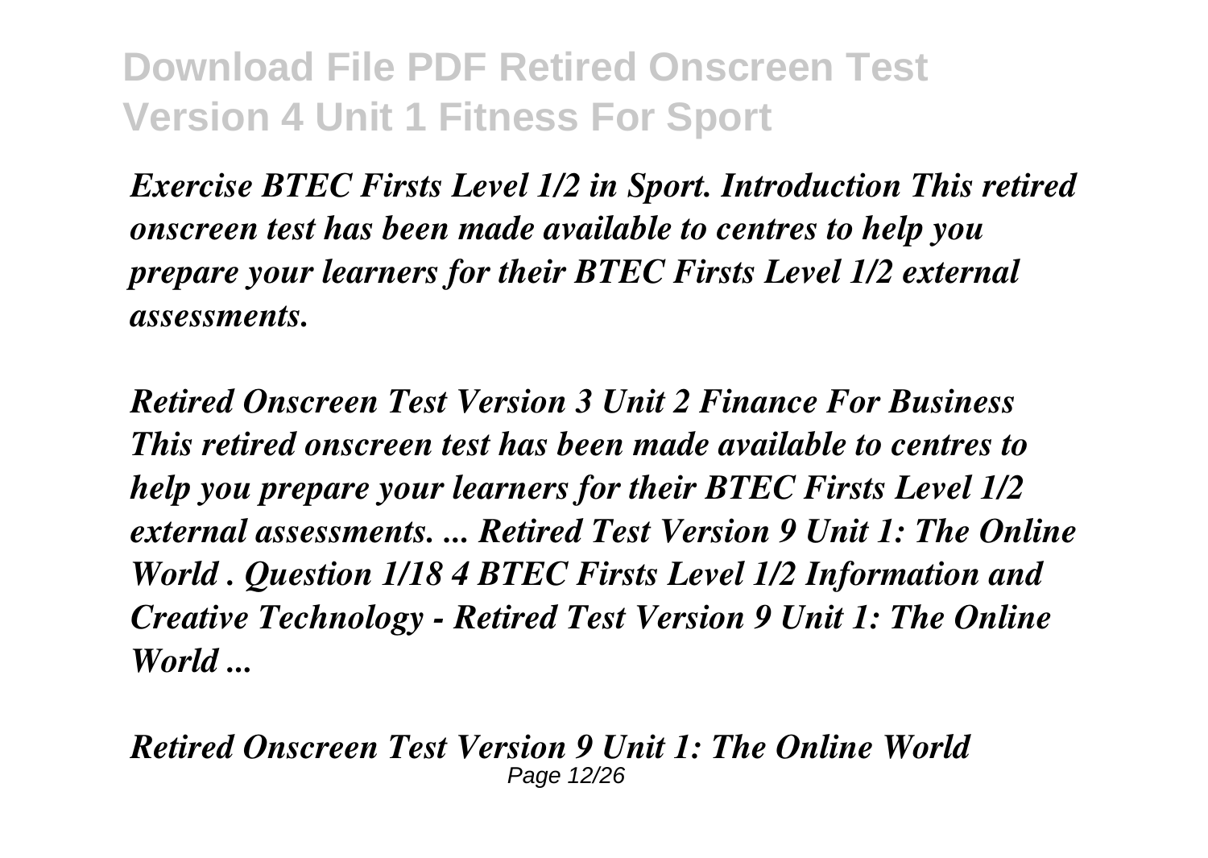*Exercise BTEC Firsts Level 1/2 in Sport. Introduction This retired onscreen test has been made available to centres to help you prepare your learners for their BTEC Firsts Level 1/2 external assessments.*

***Retired Onscreen Test Version 3 Unit 2 Finance For Business***

*This retired onscreen test has been made available to centres to help you prepare your learners for their BTEC Firsts Level 1/2 external assessments. ... Retired Test Version 9 Unit 1: The Online World . Question 1/18 4 BTEC Firsts Level 1/2 Information and Creative Technology - Retired Test Version 9 Unit 1: The Online World ...*

***Retired Onscreen Test Version 9 Unit 1: The Online World***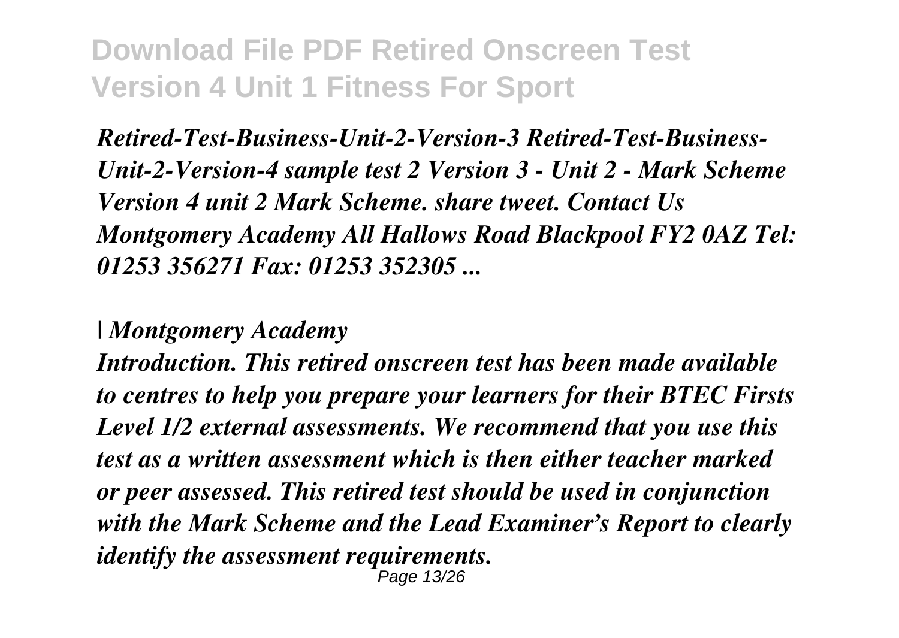*Retired-Test-Business-Unit-2-Version-3 Retired-Test-Business-Unit-2-Version-4 sample test 2 Version 3 - Unit 2 - Mark Scheme Version 4 unit 2 Mark Scheme. share tweet. Contact Us Montgomery Academy All Hallows Road Blackpool FY2 0AZ Tel: 01253 356271 Fax: 01253 352305 ...*

*| Montgomery Academy*

*Introduction. This retired onscreen test has been made available to centres to help you prepare your learners for their BTEC Firsts Level 1/2 external assessments. We recommend that you use this test as a written assessment which is then either teacher marked or peer assessed. This retired test should be used in conjunction with the Mark Scheme and the Lead Examiner's Report to clearly identify the assessment requirements.*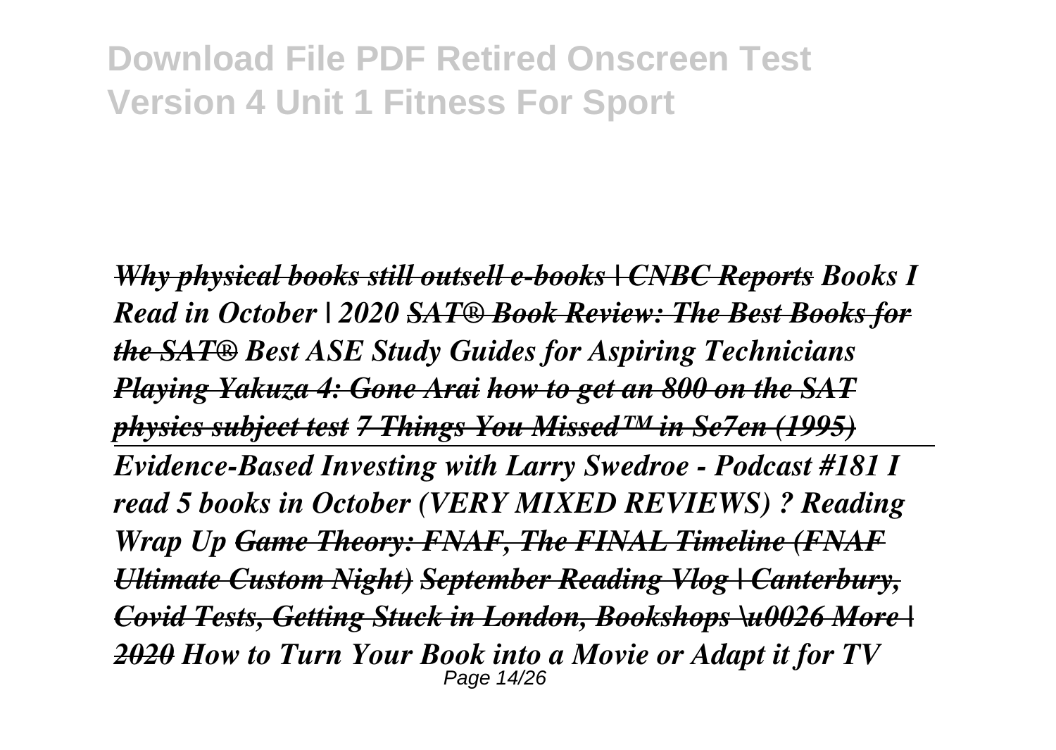***Why physical books still outsell e-books | CNBC Reports Books I Read in October | 2020 SAT® Book Review: The Best Books for the SAT® Best ASE Study Guides for Aspiring Technicians Playing Yakuza 4: Gone Arai how to get an 800 on the SAT physics subject test 7 Things You Missed™ in Se7en (1995)***

***Evidence-Based Investing with Larry Swedroe - Podcast #181 I read 5 books in October (VERY MIXED REVIEWS) ? Reading Wrap Up Game Theory: FNAF, The FINAL Timeline (FNAF Ultimate Custom Night) September Reading Vlog | Canterbury, Covid Tests, Getting Stuck in London, Bookshops \u0026 More | 2020 How to Turn Your Book into a Movie or Adapt it for TV***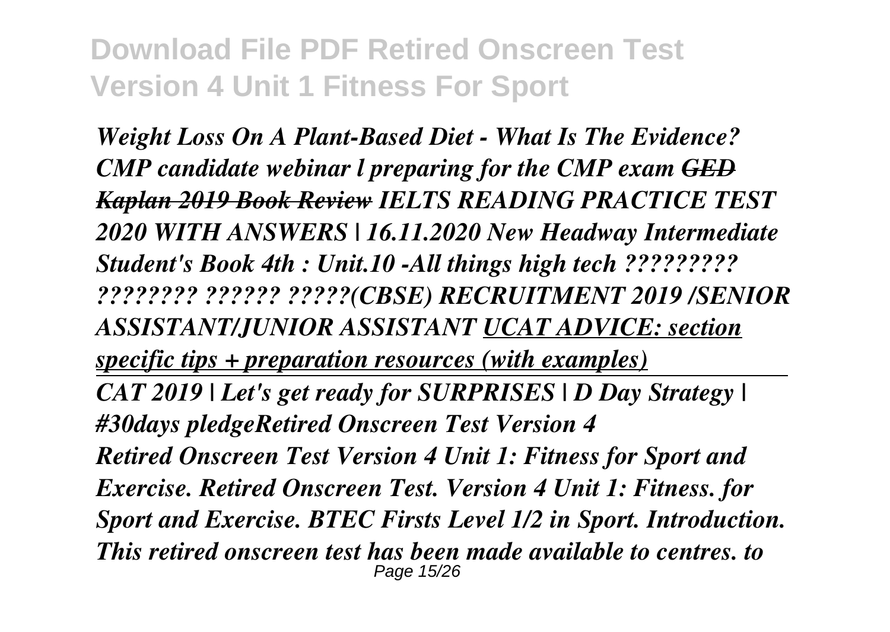*Weight Loss On A Plant-Based Diet - What Is The Evidence? CMP candidate webinar l preparing for the CMP exam ~~GED Kaplan 2019 Book Review~~ IELTS READING PRACTICE TEST 2020 WITH ANSWERS | 16.11.2020 New Headway Intermediate Student's Book 4th : Unit.10 -All things high tech ????????? ???????? ?????? ?????(CBSE) RECRUITMENT 2019 /SENIOR ASSISTANT/JUNIOR ASSISTANT <u>UCAT ADVICE: section specific tips + preparation resources (with examples)</u>*

---

*CAT 2019 | Let's get ready for SURPRISES | D Day Strategy | #30days pledgeRetired Onscreen Test Version 4*

*Retired Onscreen Test Version 4 Unit 1: Fitness for Sport and Exercise. Retired Onscreen Test. Version 4 Unit 1: Fitness. for Sport and Exercise. BTEC Firsts Level 1/2 in Sport. Introduction. This retired onscreen test has been made available to centres. to*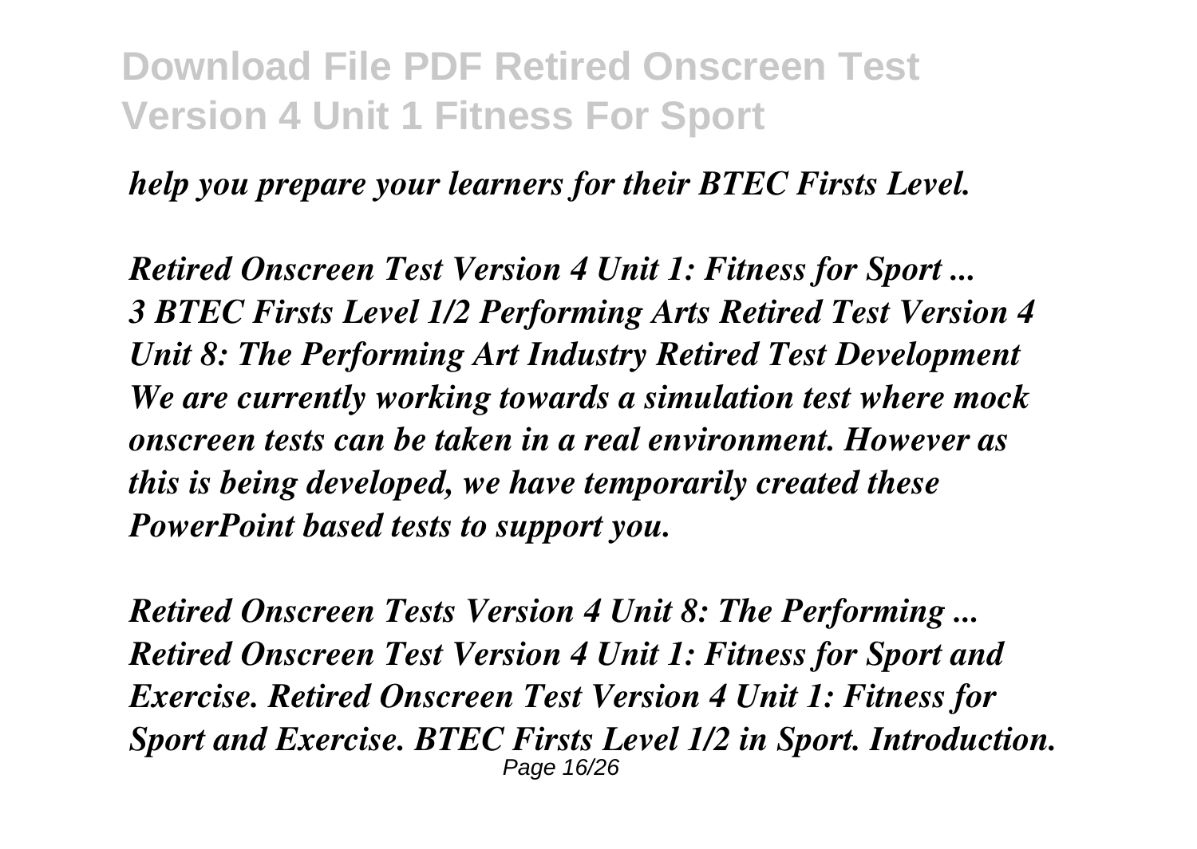*help you prepare your learners for their BTEC Firsts Level.*

*Retired Onscreen Test Version 4 Unit 1: Fitness for Sport ...*
*3 BTEC Firsts Level 1/2 Performing Arts Retired Test Version 4 Unit 8: The Performing Art Industry Retired Test Development We are currently working towards a simulation test where mock onscreen tests can be taken in a real environment. However as this is being developed, we have temporarily created these PowerPoint based tests to support you.*

*Retired Onscreen Tests Version 4 Unit 8: The Performing ...*
*Retired Onscreen Test Version 4 Unit 1: Fitness for Sport and Exercise. Retired Onscreen Test Version 4 Unit 1: Fitness for Sport and Exercise. BTEC Firsts Level 1/2 in Sport. Introduction.*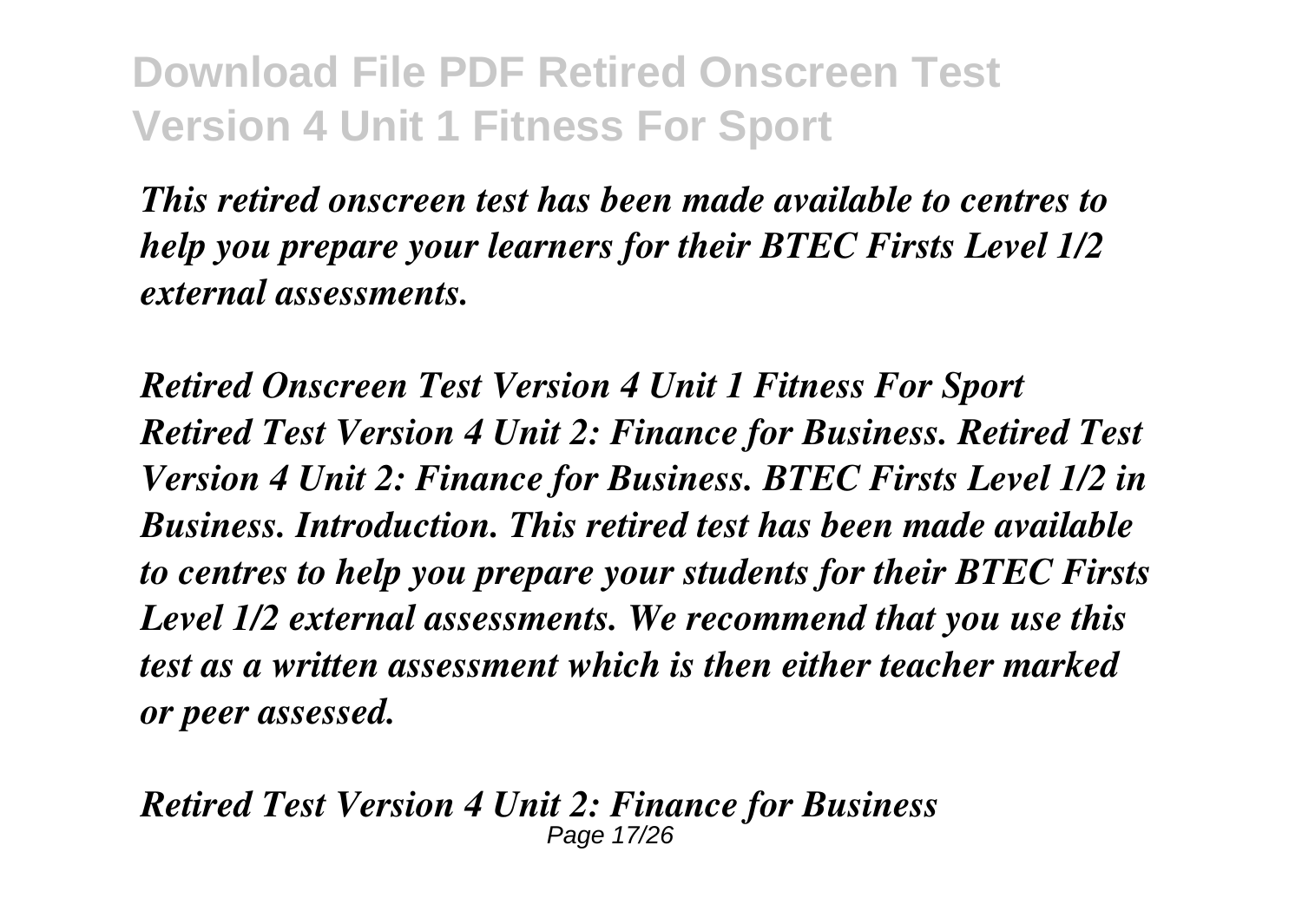*This retired onscreen test has been made available to centres to help you prepare your learners for their BTEC Firsts Level 1/2 external assessments.*

*Retired Onscreen Test Version 4 Unit 1 Fitness For Sport*
*Retired Test Version 4 Unit 2: Finance for Business. Retired Test Version 4 Unit 2: Finance for Business. BTEC Firsts Level 1/2 in Business. Introduction. This retired test has been made available to centres to help you prepare your students for their BTEC Firsts Level 1/2 external assessments. We recommend that you use this test as a written assessment which is then either teacher marked or peer assessed.*

*Retired Test Version 4 Unit 2: Finance for Business*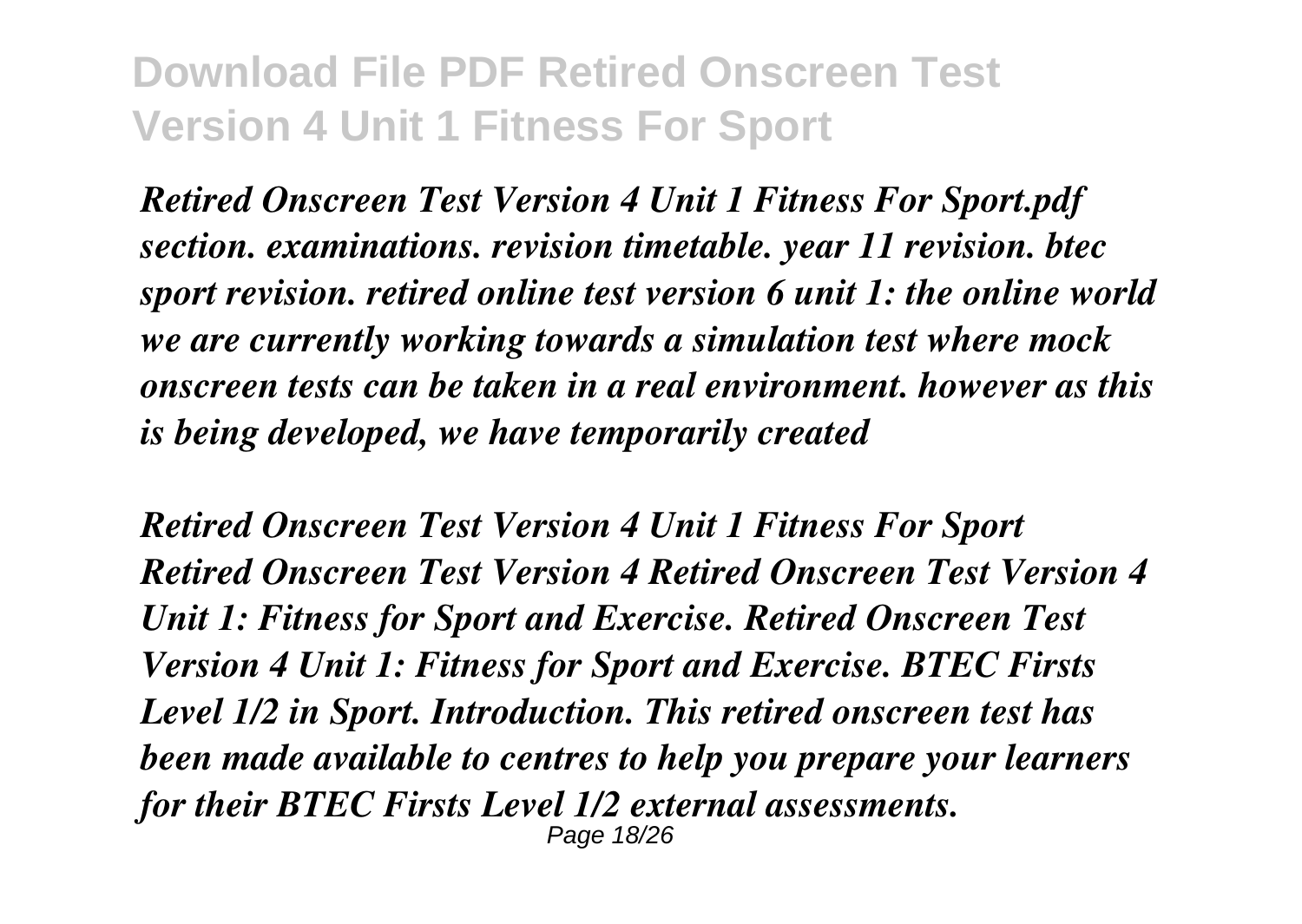*Retired Onscreen Test Version 4 Unit 1 Fitness For Sport.pdf section. examinations. revision timetable. year 11 revision. btec sport revision. retired online test version 6 unit 1: the online world we are currently working towards a simulation test where mock onscreen tests can be taken in a real environment. however as this is being developed, we have temporarily created*

***Retired Onscreen Test Version 4 Unit 1 Fitness For Sport***

*Retired Onscreen Test Version 4 Retired Onscreen Test Version 4 Unit 1: Fitness for Sport and Exercise. Retired Onscreen Test Version 4 Unit 1: Fitness for Sport and Exercise. BTEC Firsts Level 1/2 in Sport. Introduction. This retired onscreen test has been made available to centres to help you prepare your learners for their BTEC Firsts Level 1/2 external assessments.*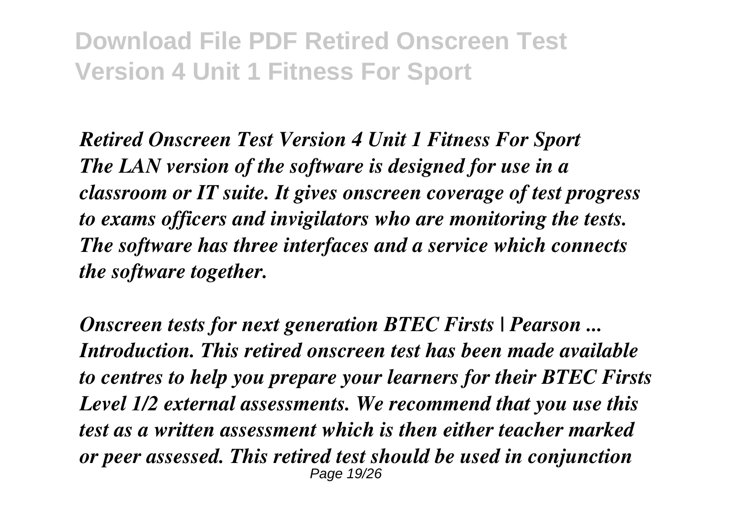***Retired Onscreen Test Version 4 Unit 1 Fitness For Sport***
***The LAN version of the software is designed for use in a classroom or IT suite. It gives onscreen coverage of test progress to exams officers and invigilators who are monitoring the tests. The software has three interfaces and a service which connects the software together.***

***Onscreen tests for next generation BTEC Firsts | Pearson ...***
***Introduction. This retired onscreen test has been made available to centres to help you prepare your learners for their BTEC Firsts Level 1/2 external assessments. We recommend that you use this test as a written assessment which is then either teacher marked or peer assessed. This retired test should be used in conjunction***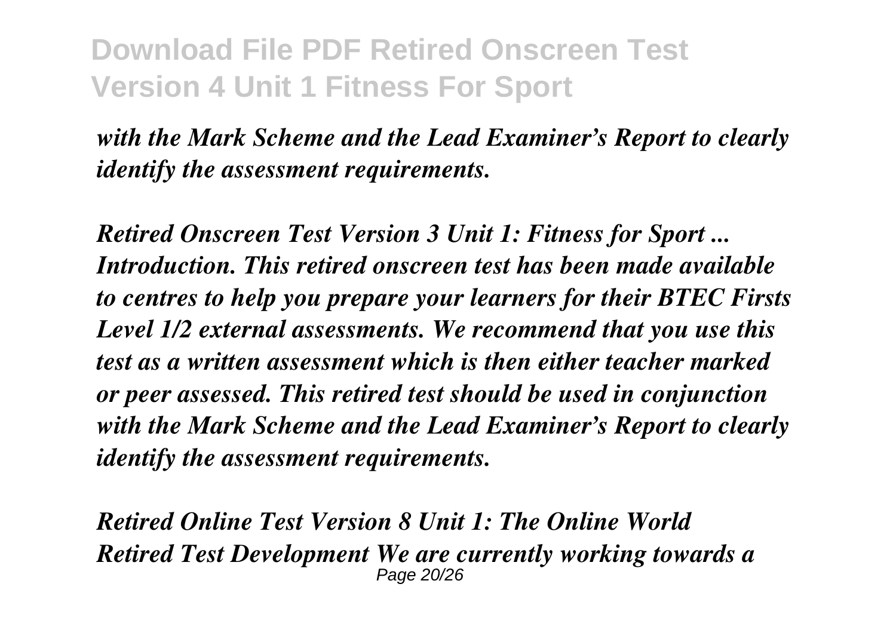*with the Mark Scheme and the Lead Examiner's Report to clearly identify the assessment requirements.*

***Retired Onscreen Test Version 3 Unit 1: Fitness for Sport ...***
***Introduction. This retired onscreen test has been made available to centres to help you prepare your learners for their BTEC Firsts Level 1/2 external assessments. We recommend that you use this test as a written assessment which is then either teacher marked or peer assessed. This retired test should be used in conjunction with the Mark Scheme and the Lead Examiner's Report to clearly identify the assessment requirements.***

***Retired Online Test Version 8 Unit 1: The Online World***
***Retired Test Development We are currently working towards a***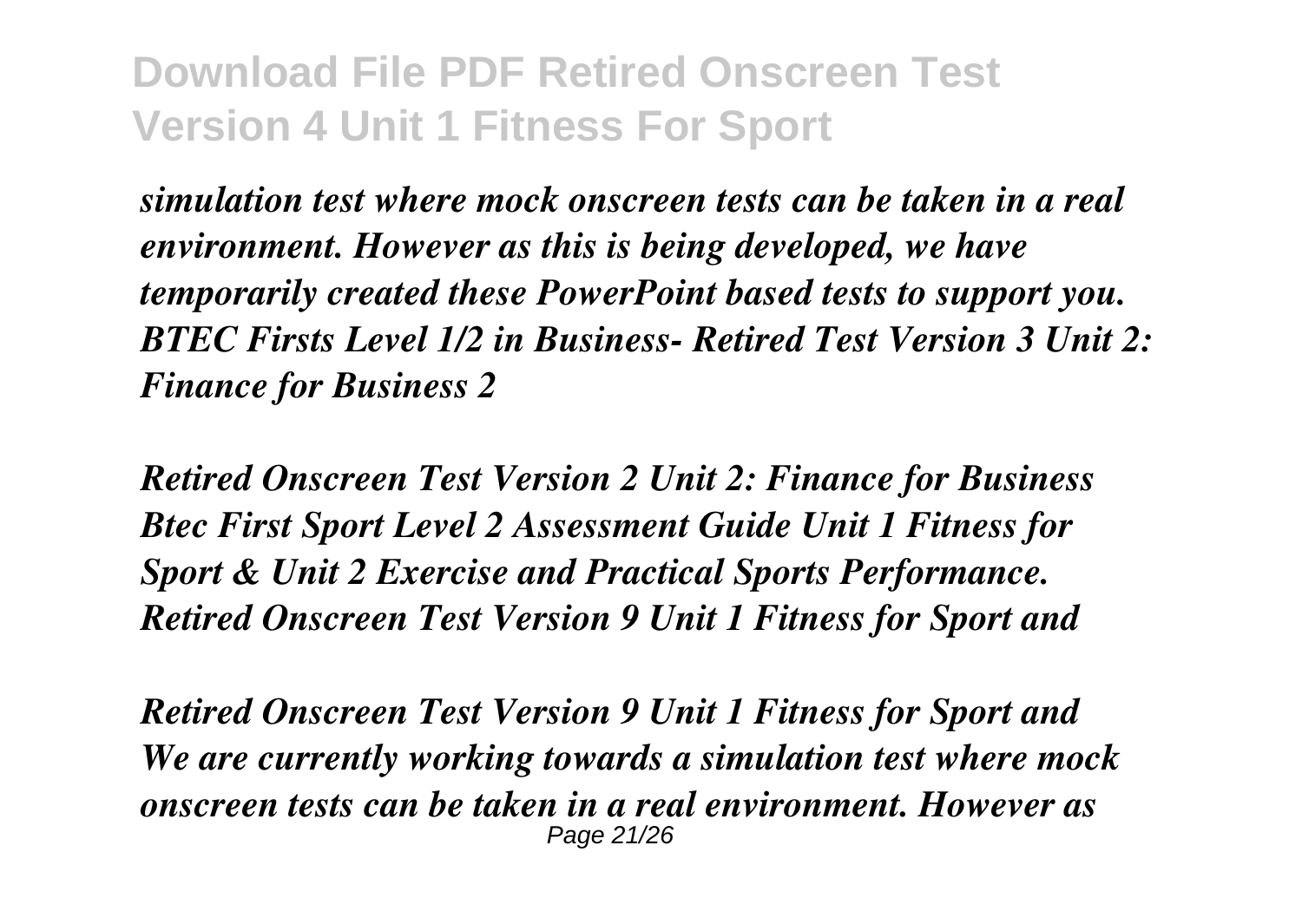*simulation test where mock onscreen tests can be taken in a real environment. However as this is being developed, we have temporarily created these PowerPoint based tests to support you. BTEC Firsts Level 1/2 in Business- Retired Test Version 3 Unit 2: Finance for Business 2*

*Retired Onscreen Test Version 2 Unit 2: Finance for Business Btec First Sport Level 2 Assessment Guide Unit 1 Fitness for Sport & Unit 2 Exercise and Practical Sports Performance. Retired Onscreen Test Version 9 Unit 1 Fitness for Sport and*

*Retired Onscreen Test Version 9 Unit 1 Fitness for Sport and We are currently working towards a simulation test where mock onscreen tests can be taken in a real environment. However as*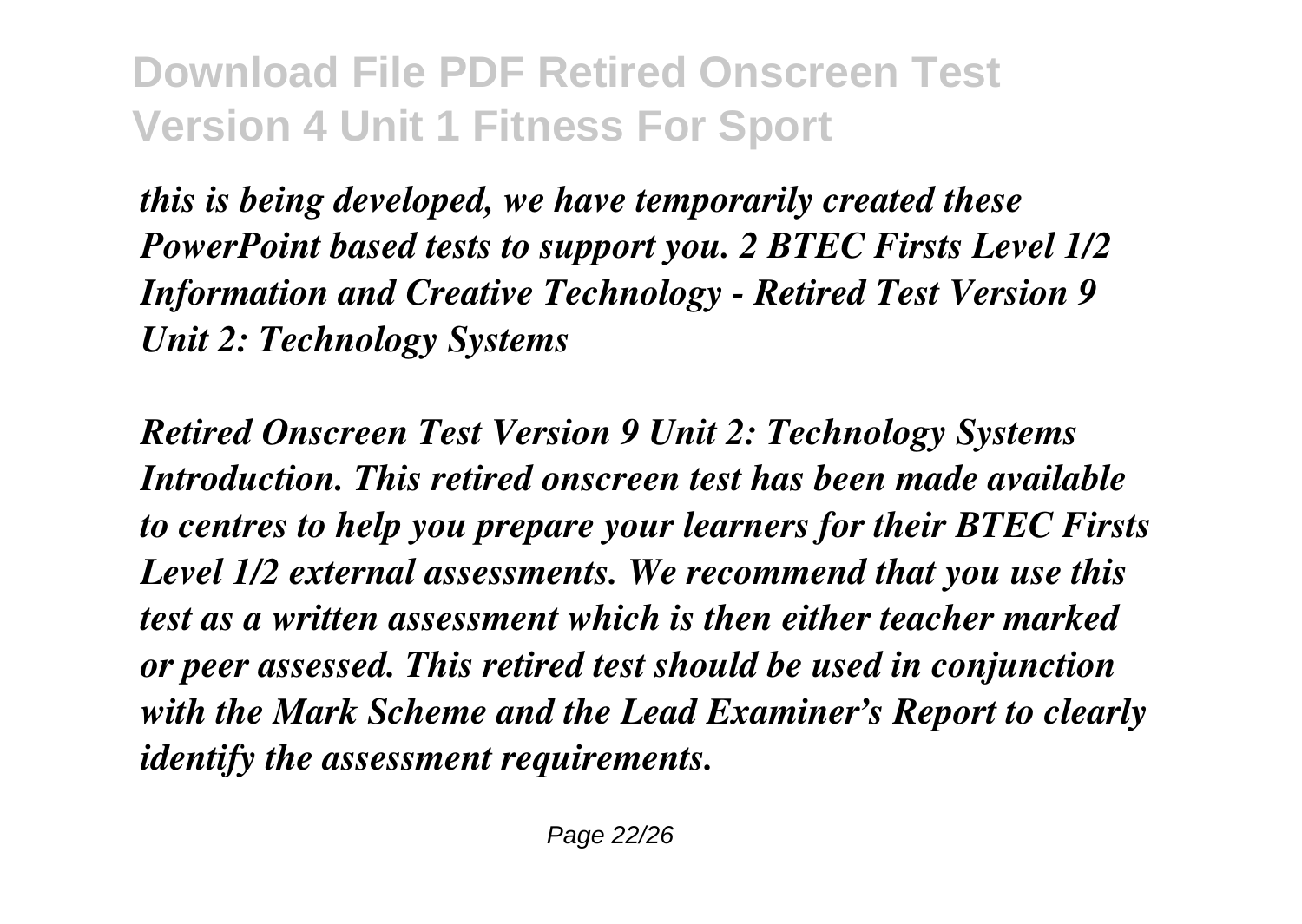*this is being developed, we have temporarily created these PowerPoint based tests to support you. 2 BTEC Firsts Level 1/2 Information and Creative Technology - Retired Test Version 9 Unit 2: Technology Systems*

*Retired Onscreen Test Version 9 Unit 2: Technology Systems Introduction. This retired onscreen test has been made available to centres to help you prepare your learners for their BTEC Firsts Level 1/2 external assessments. We recommend that you use this test as a written assessment which is then either teacher marked or peer assessed. This retired test should be used in conjunction with the Mark Scheme and the Lead Examiner's Report to clearly identify the assessment requirements.*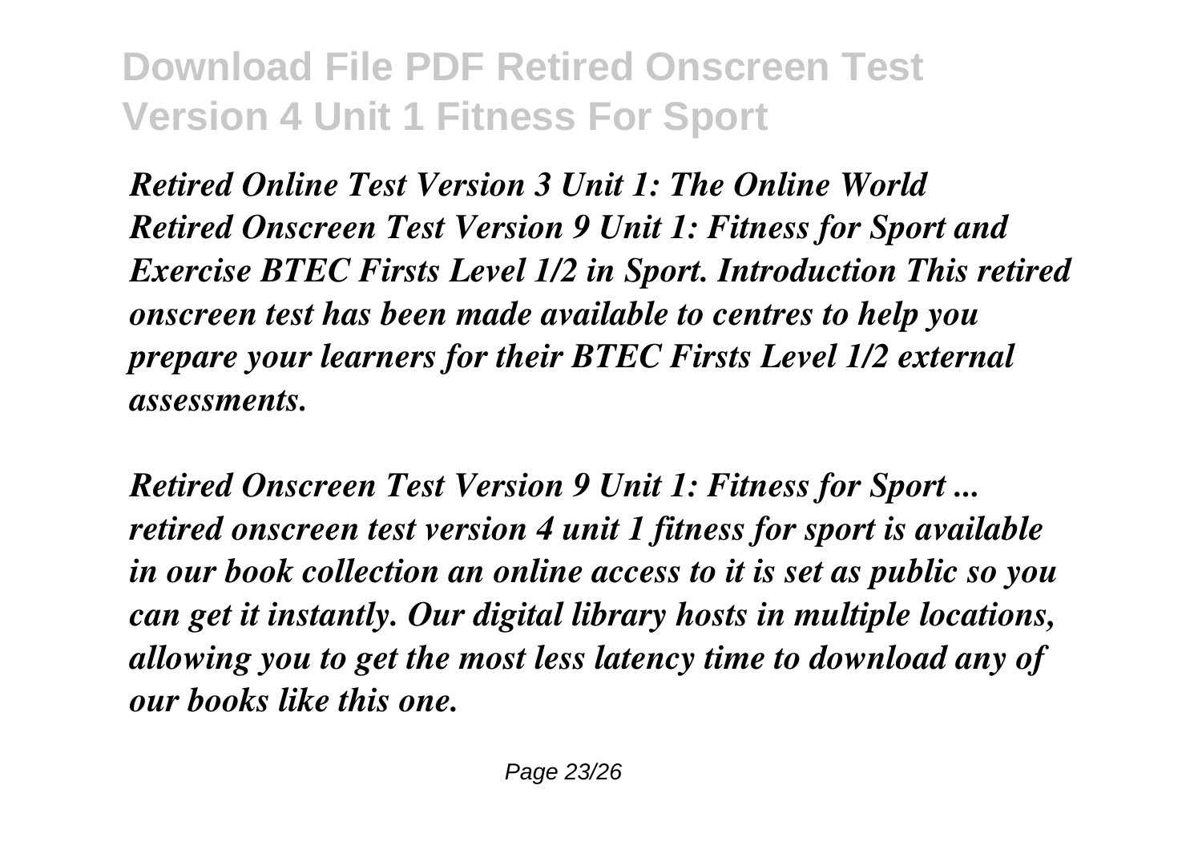*Retired Online Test Version 3 Unit 1: The Online World*
*Retired Onscreen Test Version 9 Unit 1: Fitness for Sport and Exercise BTEC Firsts Level 1/2 in Sport. Introduction This retired onscreen test has been made available to centres to help you prepare your learners for their BTEC Firsts Level 1/2 external assessments.*

*Retired Onscreen Test Version 9 Unit 1: Fitness for Sport ...*
*retired onscreen test version 4 unit 1 fitness for sport is available in our book collection an online access to it is set as public so you can get it instantly. Our digital library hosts in multiple locations, allowing you to get the most less latency time to download any of our books like this one.*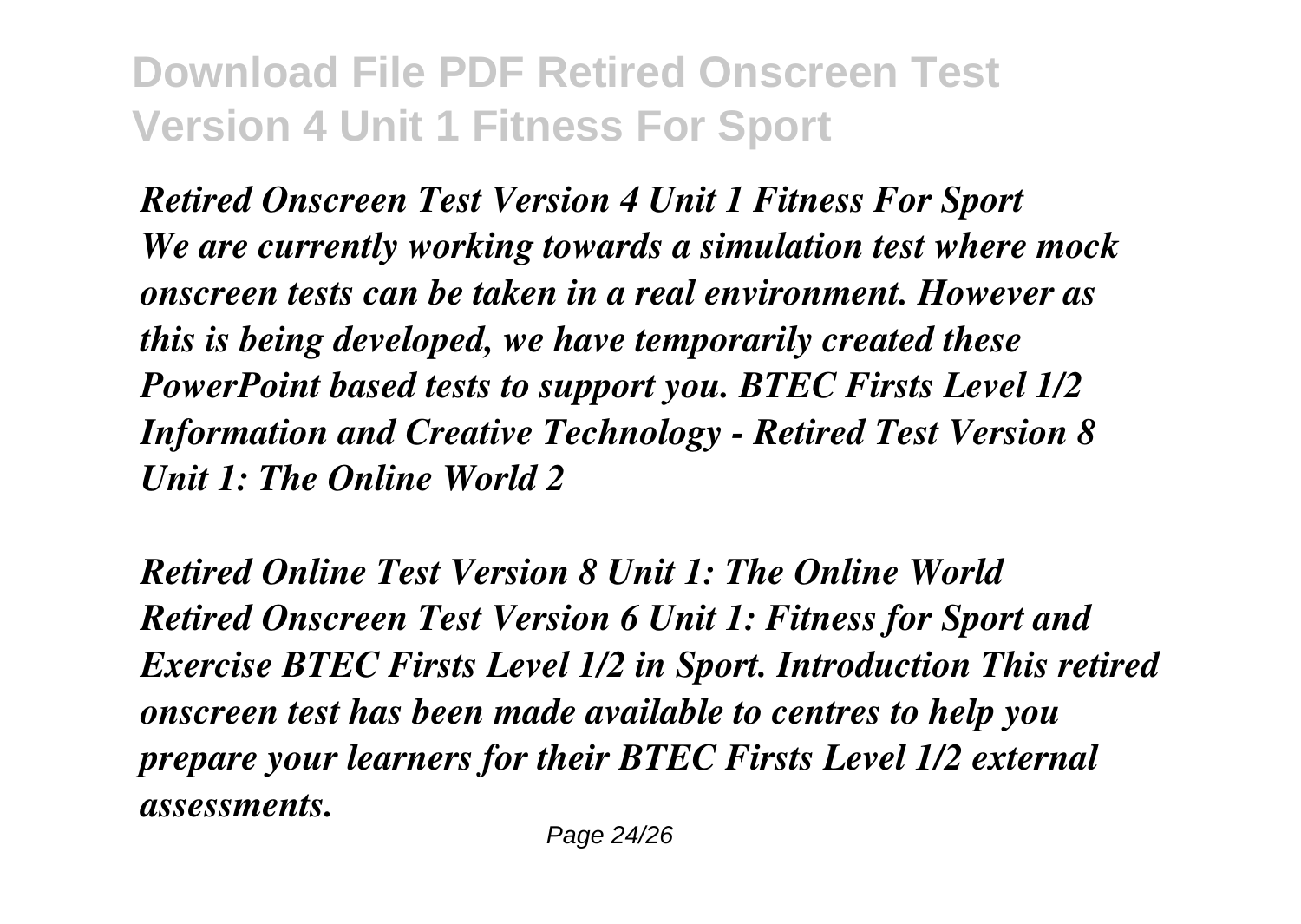***Retired Onscreen Test Version 4 Unit 1 Fitness For Sport***
***We are currently working towards a simulation test where mock onscreen tests can be taken in a real environment. However as this is being developed, we have temporarily created these PowerPoint based tests to support you. BTEC Firsts Level 1/2 Information and Creative Technology - Retired Test Version 8 Unit 1: The Online World 2***

***Retired Online Test Version 8 Unit 1: The Online World***
***Retired Onscreen Test Version 6 Unit 1: Fitness for Sport and Exercise BTEC Firsts Level 1/2 in Sport. Introduction This retired onscreen test has been made available to centres to help you prepare your learners for their BTEC Firsts Level 1/2 external assessments.***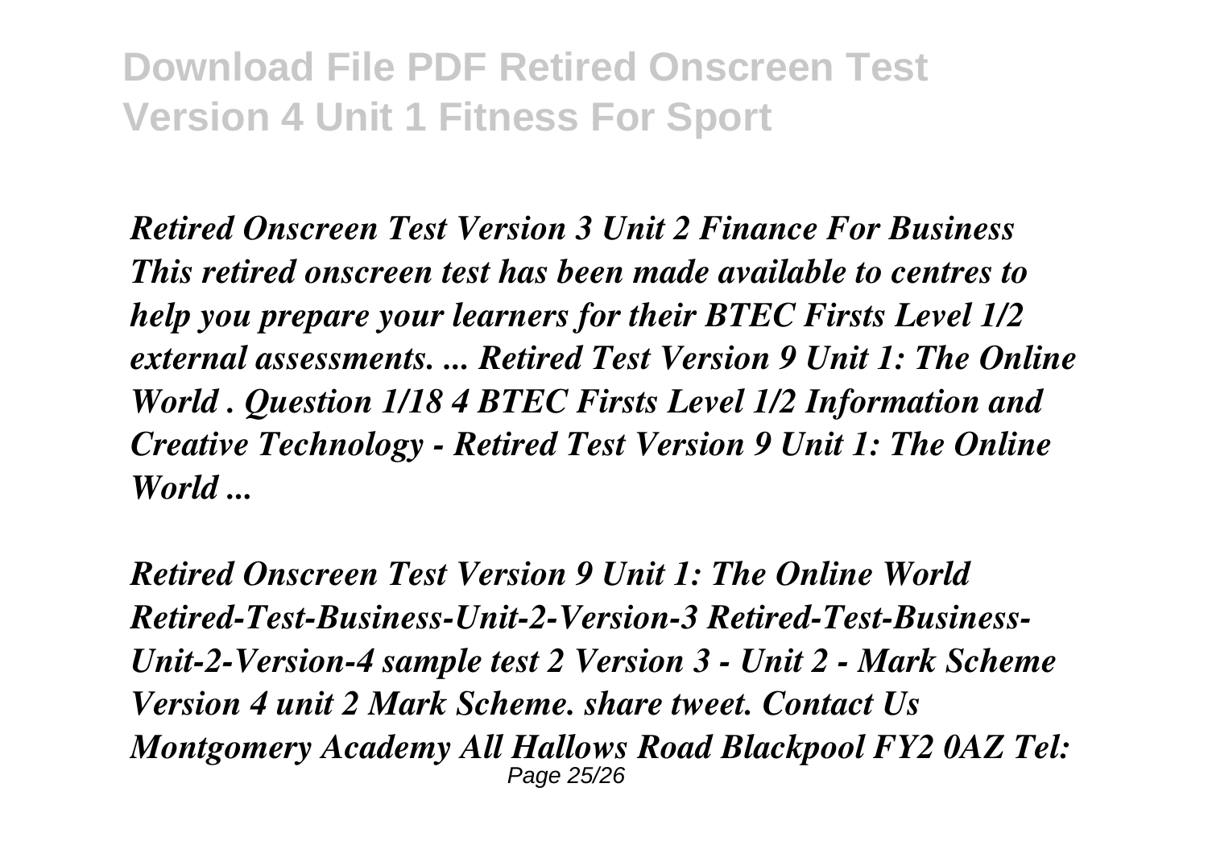***Retired Onscreen Test Version 3 Unit 2 Finance For Business***
***This retired onscreen test has been made available to centres to help you prepare your learners for their BTEC Firsts Level 1/2 external assessments. ... Retired Test Version 9 Unit 1: The Online World . Question 1/18 4 BTEC Firsts Level 1/2 Information and Creative Technology - Retired Test Version 9 Unit 1: The Online World ...***

***Retired Onscreen Test Version 9 Unit 1: The Online World***
***Retired-Test-Business-Unit-2-Version-3 Retired-Test-Business-Unit-2-Version-4 sample test 2 Version 3 - Unit 2 - Mark Scheme Version 4 unit 2 Mark Scheme. share tweet. Contact Us Montgomery Academy All Hallows Road Blackpool FY2 0AZ Tel:***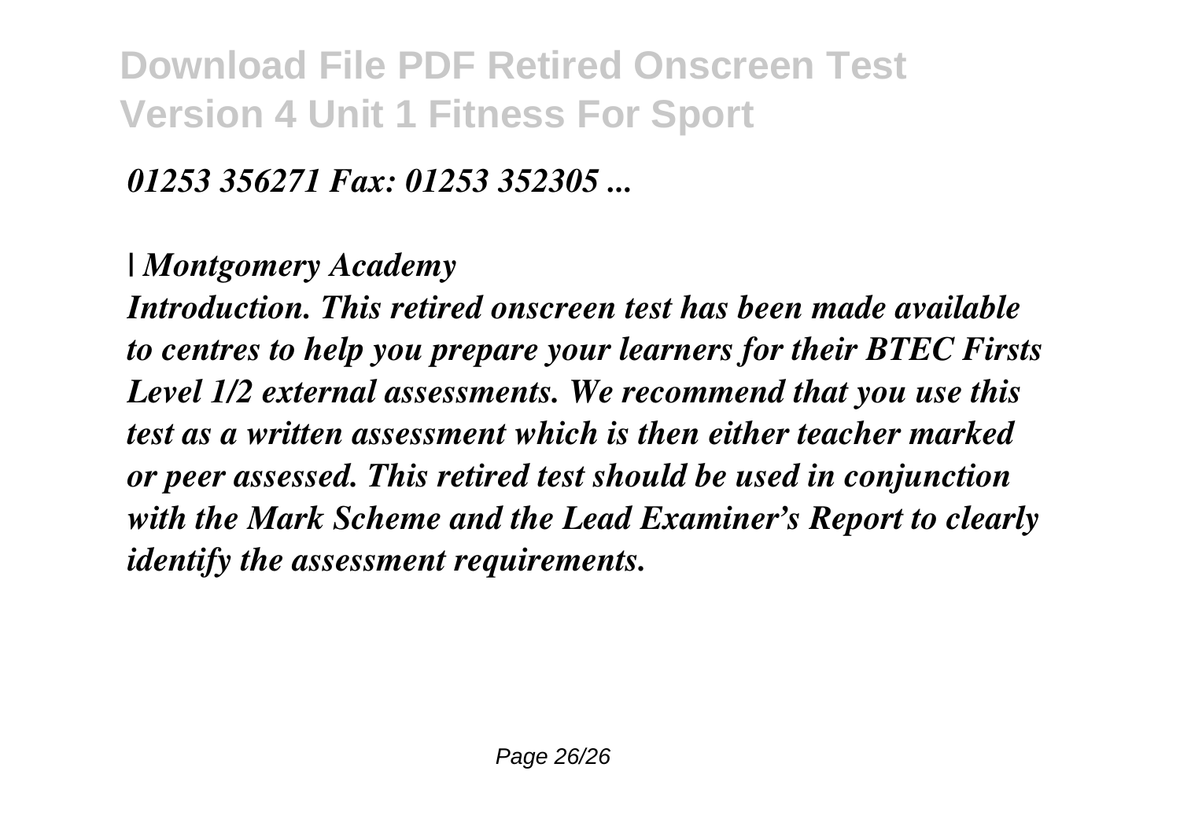*01253 356271 Fax: 01253 352305 ...*

*| Montgomery Academy*

*Introduction. This retired onscreen test has been made available to centres to help you prepare your learners for their BTEC Firsts Level 1/2 external assessments. We recommend that you use this test as a written assessment which is then either teacher marked or peer assessed. This retired test should be used in conjunction with the Mark Scheme and the Lead Examiner's Report to clearly identify the assessment requirements.*